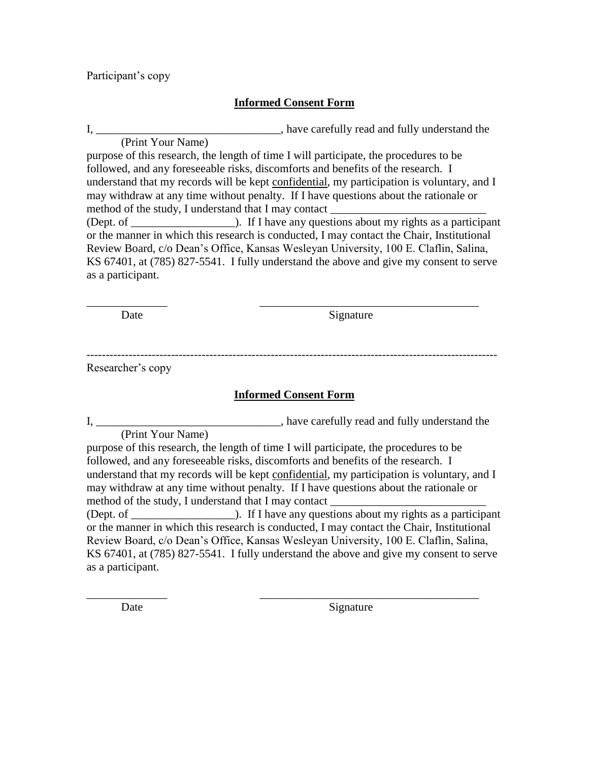Participant's copy

**Informed Consent Form**

I, ________________________________, have carefully read and fully understand the
(Print Your Name)
purpose of this research, the length of time I will participate, the procedures to be followed, and any foreseeable risks, discomforts and benefits of the research. I understand that my records will be kept <u>confidential</u>, my participation is voluntary, and I may withdraw at any time without penalty. If I have questions about the rationale or method of the study, I understand that I may contact ___________________________ (Dept. of __________________). If I have any questions about my rights as a participant or the manner in which this research is conducted, I may contact the Chair, Institutional Review Board, c/o Dean's Office, Kansas Wesleyan University, 100 E. Claflin, Salina, KS 67401, at (785) 827-5541. I fully understand the above and give my consent to serve as a participant.

______________ ______________________________________
Date Signature

---------------------------------------------------------------------------------------------------------

Researcher's copy

**Informed Consent Form**

I, ________________________________, have carefully read and fully understand the
(Print Your Name)
purpose of this research, the length of time I will participate, the procedures to be followed, and any foreseeable risks, discomforts and benefits of the research. I understand that my records will be kept <u>confidential</u>, my participation is voluntary, and I may withdraw at any time without penalty. If I have questions about the rationale or method of the study, I understand that I may contact ___________________________ (Dept. of __________________). If I have any questions about my rights as a participant or the manner in which this research is conducted, I may contact the Chair, Institutional Review Board, c/o Dean's Office, Kansas Wesleyan University, 100 E. Claflin, Salina, KS 67401, at (785) 827-5541. I fully understand the above and give my consent to serve as a participant.

______________ ______________________________________
Date Signature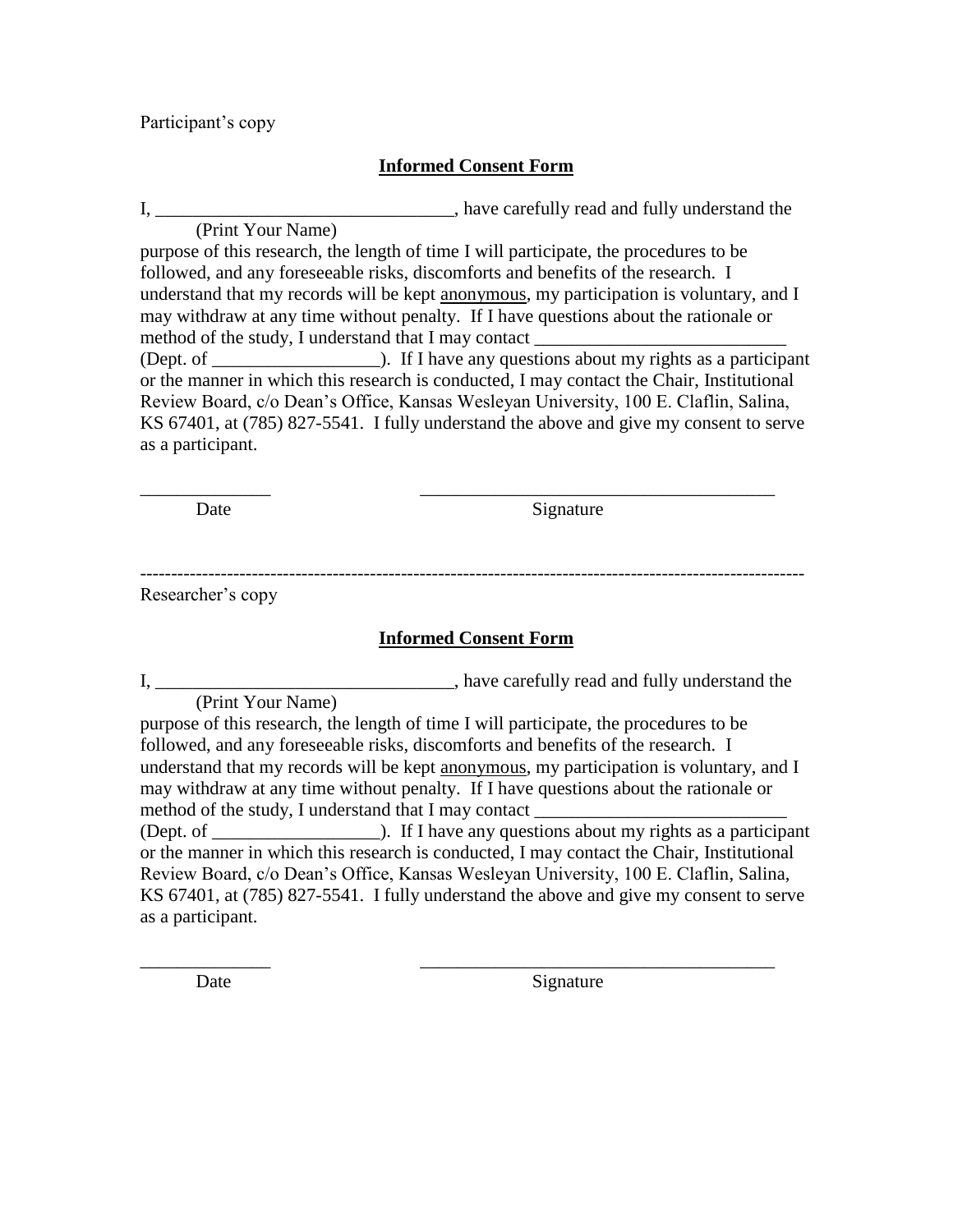Participant's copy

**<u>Informed Consent Form</u>**

I, ________________________________, have carefully read and fully understand the
(Print Your Name)
purpose of this research, the length of time I will participate, the procedures to be followed, and any foreseeable risks, discomforts and benefits of the research. I understand that my records will be kept <u>anonymous</u>, my participation is voluntary, and I may withdraw at any time without penalty. If I have questions about the rationale or method of the study, I understand that I may contact ___________________________ (Dept. of __________________). If I have any questions about my rights as a participant or the manner in which this research is conducted, I may contact the Chair, Institutional Review Board, c/o Dean's Office, Kansas Wesleyan University, 100 E. Claflin, Salina, KS 67401, at (785) 827-5541. I fully understand the above and give my consent to serve as a participant.

______________ ______________________________________
Date Signature

---------------------------------------------------------------------------------------------------------

Researcher's copy

**<u>Informed Consent Form</u>**

I, ________________________________, have carefully read and fully understand the
(Print Your Name)
purpose of this research, the length of time I will participate, the procedures to be followed, and any foreseeable risks, discomforts and benefits of the research. I understand that my records will be kept <u>anonymous</u>, my participation is voluntary, and I may withdraw at any time without penalty. If I have questions about the rationale or method of the study, I understand that I may contact ___________________________ (Dept. of __________________). If I have any questions about my rights as a participant or the manner in which this research is conducted, I may contact the Chair, Institutional Review Board, c/o Dean's Office, Kansas Wesleyan University, 100 E. Claflin, Salina, KS 67401, at (785) 827-5541. I fully understand the above and give my consent to serve as a participant.

______________ ______________________________________
Date Signature